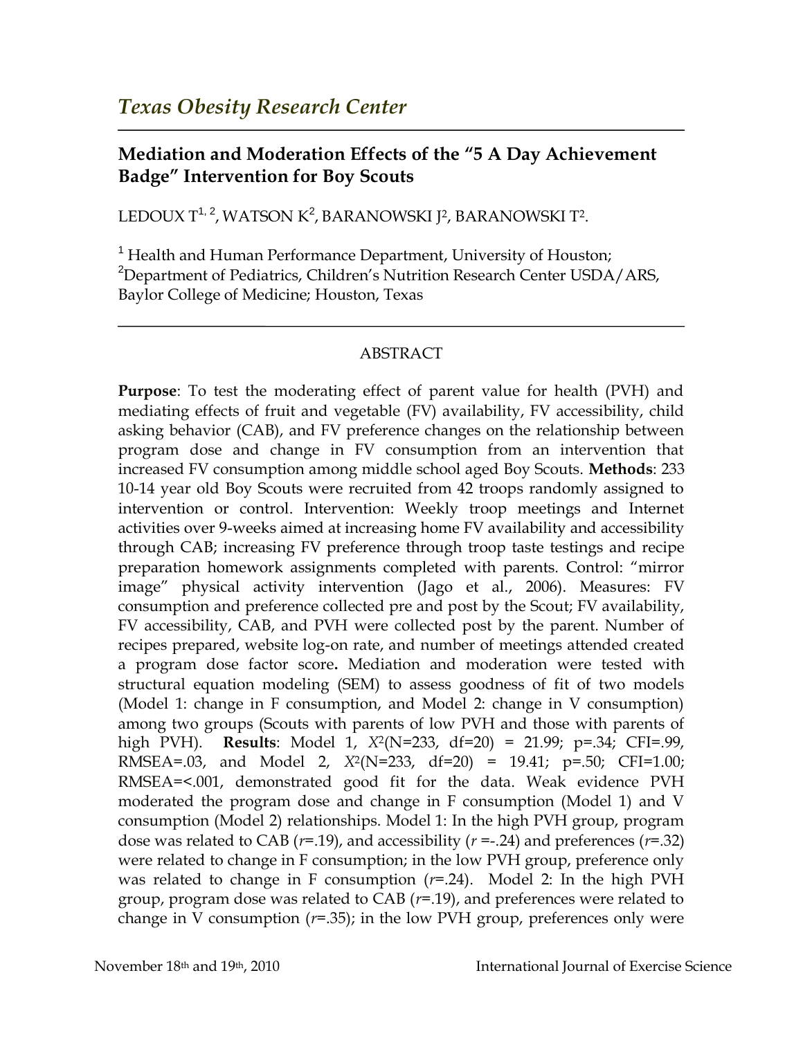# Texas Obesity Research Center

## Mediation and Moderation Effects of the "5 A Day Achievement Badge" Intervention for Boy Scouts

LEDOUX T[1, 2], WATSON K[2], BARANOWSKI J[2], BARANOWSKI T[2].

[1] Health and Human Performance Department, University of Houston; [2]Department of Pediatrics, Children's Nutrition Research Center USDA/ARS, Baylor College of Medicine; Houston, Texas

ABSTRACT

**Purpose**: To test the moderating effect of parent value for health (PVH) and mediating effects of fruit and vegetable (FV) availability, FV accessibility, child asking behavior (CAB), and FV preference changes on the relationship between program dose and change in FV consumption from an intervention that increased FV consumption among middle school aged Boy Scouts. **Methods**: 233 10-14 year old Boy Scouts were recruited from 42 troops randomly assigned to intervention or control. Intervention: Weekly troop meetings and Internet activities over 9-weeks aimed at increasing home FV availability and accessibility through CAB; increasing FV preference through troop taste testings and recipe preparation homework assignments completed with parents. Control: "mirror image" physical activity intervention (Jago et al., 2006). Measures: FV consumption and preference collected pre and post by the Scout; FV availability, FV accessibility, CAB, and PVH were collected post by the parent. Number of recipes prepared, website log-on rate, and number of meetings attended created a program dose factor score**.** Mediation and moderation were tested with structural equation modeling (SEM) to assess goodness of fit of two models (Model 1: change in F consumption, and Model 2: change in V consumption) among two groups (Scouts with parents of low PVH and those with parents of high PVH). **Results**: Model 1, $X^2$(N=233, df=20) = 21.99; p=.34; CFI=.99, RMSEA=.03, and Model 2, $X^2$(N=233, df=20) = 19.41; p=.50; CFI=1.00; RMSEA=<.001, demonstrated good fit for the data. Weak evidence PVH moderated the program dose and change in F consumption (Model 1) and V consumption (Model 2) relationships. Model 1: In the high PVH group, program dose was related to CAB (*r*=.19), and accessibility (*r* =-.24) and preferences (*r*=.32) were related to change in F consumption; in the low PVH group, preference only was related to change in F consumption (*r*=.24). Model 2: In the high PVH group, program dose was related to CAB (*r*=.19), and preferences were related to change in V consumption (*r*=.35); in the low PVH group, preferences only were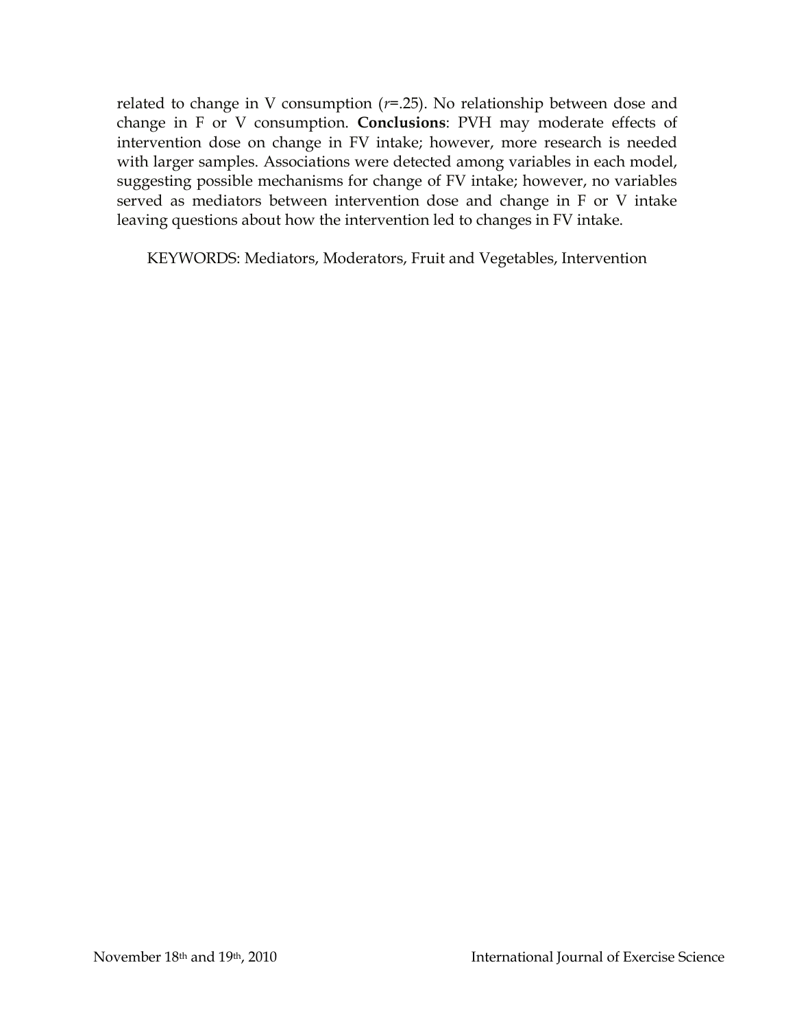related to change in V consumption ($r$=.25). No relationship between dose and change in F or V consumption. **Conclusions**: PVH may moderate effects of intervention dose on change in FV intake; however, more research is needed with larger samples. Associations were detected among variables in each model, suggesting possible mechanisms for change of FV intake; however, no variables served as mediators between intervention dose and change in F or V intake leaving questions about how the intervention led to changes in FV intake.

KEYWORDS: Mediators, Moderators, Fruit and Vegetables, Intervention